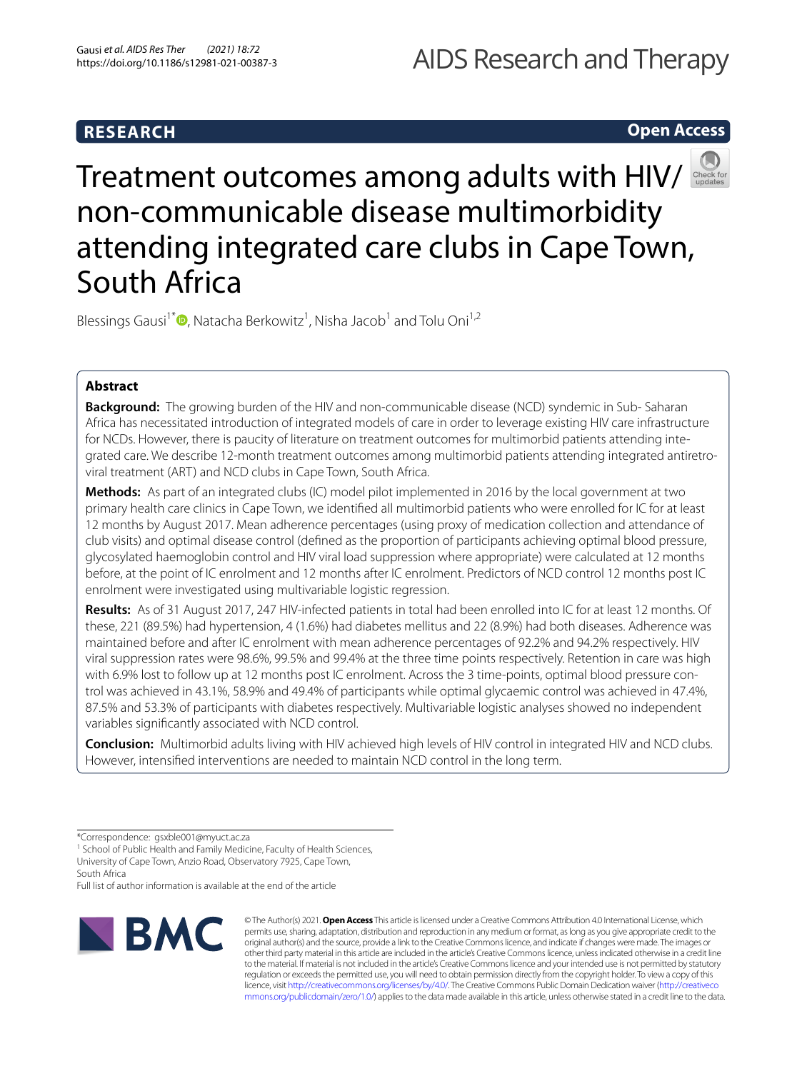RESEARCH

Open Access

# Treatment outcomes among adults with HIV/non-communicable disease multimorbidity attending integrated care clubs in Cape Town, South Africa

Blessings Gausi[1*], Natacha Berkowitz[1], Nisha Jacob[1] and Tolu Oni[1,2]

## Abstract

**Background:** The growing burden of the HIV and non-communicable disease (NCD) syndemic in Sub- Saharan Africa has necessitated introduction of integrated models of care in order to leverage existing HIV care infrastructure for NCDs. However, there is paucity of literature on treatment outcomes for multimorbid patients attending integrated care. We describe 12-month treatment outcomes among multimorbid patients attending integrated antiretroviral treatment (ART) and NCD clubs in Cape Town, South Africa.

**Methods:** As part of an integrated clubs (IC) model pilot implemented in 2016 by the local government at two primary health care clinics in Cape Town, we identified all multimorbid patients who were enrolled for IC for at least 12 months by August 2017. Mean adherence percentages (using proxy of medication collection and attendance of club visits) and optimal disease control (defined as the proportion of participants achieving optimal blood pressure, glycosylated haemoglobin control and HIV viral load suppression where appropriate) were calculated at 12 months before, at the point of IC enrolment and 12 months after IC enrolment. Predictors of NCD control 12 months post IC enrolment were investigated using multivariable logistic regression.

**Results:** As of 31 August 2017, 247 HIV-infected patients in total had been enrolled into IC for at least 12 months. Of these, 221 (89.5%) had hypertension, 4 (1.6%) had diabetes mellitus and 22 (8.9%) had both diseases. Adherence was maintained before and after IC enrolment with mean adherence percentages of 92.2% and 94.2% respectively. HIV viral suppression rates were 98.6%, 99.5% and 99.4% at the three time points respectively. Retention in care was high with 6.9% lost to follow up at 12 months post IC enrolment. Across the 3 time-points, optimal blood pressure control was achieved in 43.1%, 58.9% and 49.4% of participants while optimal glycaemic control was achieved in 47.4%, 87.5% and 53.3% of participants with diabetes respectively. Multivariable logistic analyses showed no independent variables significantly associated with NCD control.

**Conclusion:** Multimorbid adults living with HIV achieved high levels of HIV control in integrated HIV and NCD clubs. However, intensified interventions are needed to maintain NCD control in the long term.

*Correspondence: gsxble001@myuct.ac.za
[1] School of Public Health and Family Medicine, Faculty of Health Sciences, University of Cape Town, Anzio Road, Observatory 7925, Cape Town, South Africa
Full list of author information is available at the end of the article

© The Author(s) 2021. **Open Access** This article is licensed under a Creative Commons Attribution 4.0 International License, which permits use, sharing, adaptation, distribution and reproduction in any medium or format, as long as you give appropriate credit to the original author(s) and the source, provide a link to the Creative Commons licence, and indicate if changes were made. The images or other third party material in this article are included in the article's Creative Commons licence, unless indicated otherwise in a credit line to the material. If material is not included in the article's Creative Commons licence and your intended use is not permitted by statutory regulation or exceeds the permitted use, you will need to obtain permission directly from the copyright holder. To view a copy of this licence, visit http://creativecommons.org/licenses/by/4.0/. The Creative Commons Public Domain Dedication waiver (http://creativecommons.org/publicdomain/zero/1.0/) applies to the data made available in this article, unless otherwise stated in a credit line to the data.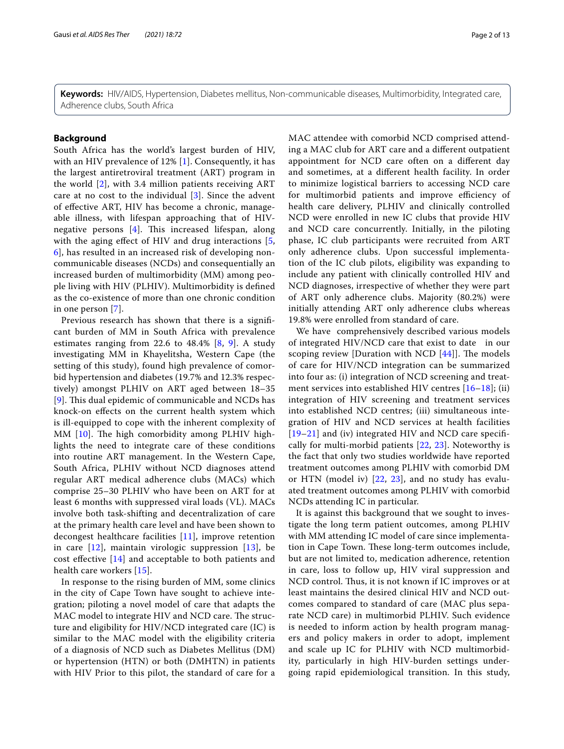**Keywords:** HIV/AIDS, Hypertension, Diabetes mellitus, Non-communicable diseases, Multimorbidity, Integrated care, Adherence clubs, South Africa

## Background

South Africa has the world's largest burden of HIV, with an HIV prevalence of 12% [1]. Consequently, it has the largest antiretroviral treatment (ART) program in the world [2], with 3.4 million patients receiving ART care at no cost to the individual [3]. Since the advent of effective ART, HIV has become a chronic, manageable illness, with lifespan approaching that of HIV-negative persons [4]. This increased lifespan, along with the aging effect of HIV and drug interactions [5, 6], has resulted in an increased risk of developing non-communicable diseases (NCDs) and consequentially an increased burden of multimorbidity (MM) among people living with HIV (PLHIV). Multimorbidity is defined as the co-existence of more than one chronic condition in one person [7].

Previous research has shown that there is a significant burden of MM in South Africa with prevalence estimates ranging from 22.6 to 48.4% [8, 9]. A study investigating MM in Khayelitsha, Western Cape (the setting of this study), found high prevalence of comorbid hypertension and diabetes (19.7% and 12.3% respectively) amongst PLHIV on ART aged between 18–35 [9]. This dual epidemic of communicable and NCDs has knock-on effects on the current health system which is ill-equipped to cope with the inherent complexity of MM [10]. The high comorbidity among PLHIV highlights the need to integrate care of these conditions into routine ART management. In the Western Cape, South Africa, PLHIV without NCD diagnoses attend regular ART medical adherence clubs (MACs) which comprise 25–30 PLHIV who have been on ART for at least 6 months with suppressed viral loads (VL). MACs involve both task-shifting and decentralization of care at the primary health care level and have been shown to decongest healthcare facilities [11], improve retention in care [12], maintain virologic suppression [13], be cost effective [14] and acceptable to both patients and health care workers [15].

In response to the rising burden of MM, some clinics in the city of Cape Town have sought to achieve integration; piloting a novel model of care that adapts the MAC model to integrate HIV and NCD care. The structure and eligibility for HIV/NCD integrated care (IC) is similar to the MAC model with the eligibility criteria of a diagnosis of NCD such as Diabetes Mellitus (DM) or hypertension (HTN) or both (DMHTN) in patients with HIV Prior to this pilot, the standard of care for a MAC attendee with comorbid NCD comprised attending a MAC club for ART care and a different outpatient appointment for NCD care often on a different day and sometimes, at a different health facility. In order to minimize logistical barriers to accessing NCD care for multimorbid patients and improve efficiency of health care delivery, PLHIV and clinically controlled NCD were enrolled in new IC clubs that provide HIV and NCD care concurrently. Initially, in the piloting phase, IC club participants were recruited from ART only adherence clubs. Upon successful implementation of the IC club pilots, eligibility was expanding to include any patient with clinically controlled HIV and NCD diagnoses, irrespective of whether they were part of ART only adherence clubs. Majority (80.2%) were initially attending ART only adherence clubs whereas 19.8% were enrolled from standard of care.

We have comprehensively described various models of integrated HIV/NCD care that exist to date in our scoping review [Duration with NCD [44]]. The models of care for HIV/NCD integration can be summarized into four as: (i) integration of NCD screening and treatment services into established HIV centres [16–18]; (ii) integration of HIV screening and treatment services into established NCD centres; (iii) simultaneous integration of HIV and NCD services at health facilities [19–21] and (iv) integrated HIV and NCD care specifically for multi-morbid patients [22, 23]. Noteworthy is the fact that only two studies worldwide have reported treatment outcomes among PLHIV with comorbid DM or HTN (model iv) [22, 23], and no study has evaluated treatment outcomes among PLHIV with comorbid NCDs attending IC in particular.

It is against this background that we sought to investigate the long term patient outcomes, among PLHIV with MM attending IC model of care since implementation in Cape Town. These long-term outcomes include, but are not limited to, medication adherence, retention in care, loss to follow up, HIV viral suppression and NCD control. Thus, it is not known if IC improves or at least maintains the desired clinical HIV and NCD outcomes compared to standard of care (MAC plus separate NCD care) in multimorbid PLHIV. Such evidence is needed to inform action by health program managers and policy makers in order to adopt, implement and scale up IC for PLHIV with NCD multimorbidity, particularly in high HIV-burden settings undergoing rapid epidemiological transition. In this study,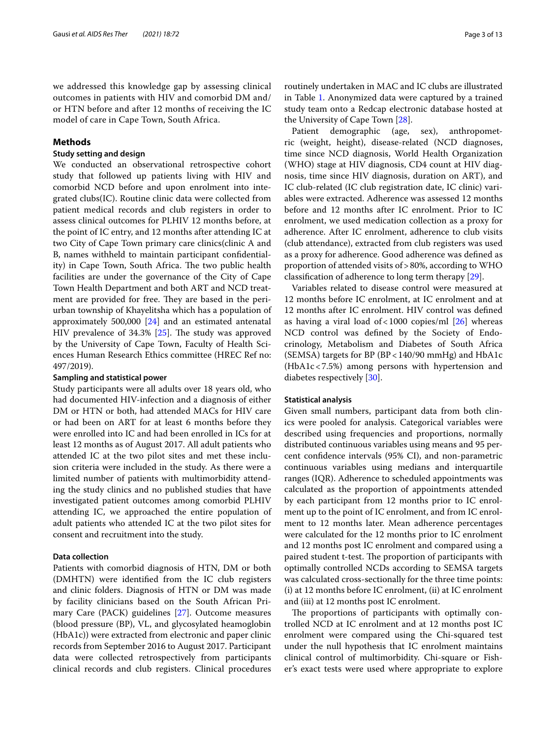we addressed this knowledge gap by assessing clinical outcomes in patients with HIV and comorbid DM and/or HTN before and after 12 months of receiving the IC model of care in Cape Town, South Africa.

## Methods

### Study setting and design

We conducted an observational retrospective cohort study that followed up patients living with HIV and comorbid NCD before and upon enrolment into integrated clubs(IC). Routine clinic data were collected from patient medical records and club registers in order to assess clinical outcomes for PLHIV 12 months before, at the point of IC entry, and 12 months after attending IC at two City of Cape Town primary care clinics(clinic A and B, names withheld to maintain participant confidentiality) in Cape Town, South Africa. The two public health facilities are under the governance of the City of Cape Town Health Department and both ART and NCD treatment are provided for free. They are based in the peri-urban township of Khayelitsha which has a population of approximately 500,000 [24] and an estimated antenatal HIV prevalence of 34.3% [25]. The study was approved by the University of Cape Town, Faculty of Health Sciences Human Research Ethics committee (HREC Ref no: 497/2019).

### Sampling and statistical power

Study participants were all adults over 18 years old, who had documented HIV-infection and a diagnosis of either DM or HTN or both, had attended MACs for HIV care or had been on ART for at least 6 months before they were enrolled into IC and had been enrolled in ICs for at least 12 months as of August 2017. All adult patients who attended IC at the two pilot sites and met these inclusion criteria were included in the study. As there were a limited number of patients with multimorbidity attending the study clinics and no published studies that have investigated patient outcomes among comorbid PLHIV attending IC, we approached the entire population of adult patients who attended IC at the two pilot sites for consent and recruitment into the study.

### Data collection

Patients with comorbid diagnosis of HTN, DM or both (DMHTN) were identified from the IC club registers and clinic folders. Diagnosis of HTN or DM was made by facility clinicians based on the South African Primary Care (PACK) guidelines [27]. Outcome measures (blood pressure (BP), VL, and glycosylated heamoglobin (HbA1c)) were extracted from electronic and paper clinic records from September 2016 to August 2017. Participant data were collected retrospectively from participants clinical records and club registers. Clinical procedures routinely undertaken in MAC and IC clubs are illustrated in Table 1. Anonymized data were captured by a trained study team onto a Redcap electronic database hosted at the University of Cape Town [28].

Patient demographic (age, sex), anthropometric (weight, height), disease-related (NCD diagnoses, time since NCD diagnosis, World Health Organization (WHO) stage at HIV diagnosis, CD4 count at HIV diagnosis, time since HIV diagnosis, duration on ART), and IC club-related (IC club registration date, IC clinic) variables were extracted. Adherence was assessed 12 months before and 12 months after IC enrolment. Prior to IC enrolment, we used medication collection as a proxy for adherence. After IC enrolment, adherence to club visits (club attendance), extracted from club registers was used as a proxy for adherence. Good adherence was defined as proportion of attended visits of > 80%, according to WHO classification of adherence to long term therapy [29].

Variables related to disease control were measured at 12 months before IC enrolment, at IC enrolment and at 12 months after IC enrolment. HIV control was defined as having a viral load of < 1000 copies/ml [26] whereas NCD control was defined by the Society of Endocrinology, Metabolism and Diabetes of South Africa (SEMSA) targets for BP (BP < 140/90 mmHg) and HbA1c (HbA1c < 7.5%) among persons with hypertension and diabetes respectively [30].

### Statistical analysis

Given small numbers, participant data from both clinics were pooled for analysis. Categorical variables were described using frequencies and proportions, normally distributed continuous variables using means and 95 percent confidence intervals (95% CI), and non-parametric continuous variables using medians and interquartile ranges (IQR). Adherence to scheduled appointments was calculated as the proportion of appointments attended by each participant from 12 months prior to IC enrolment up to the point of IC enrolment, and from IC enrolment to 12 months later. Mean adherence percentages were calculated for the 12 months prior to IC enrolment and 12 months post IC enrolment and compared using a paired student t-test. The proportion of participants with optimally controlled NCDs according to SEMSA targets was calculated cross-sectionally for the three time points: (i) at 12 months before IC enrolment, (ii) at IC enrolment and (iii) at 12 months post IC enrolment.

The proportions of participants with optimally controlled NCD at IC enrolment and at 12 months post IC enrolment were compared using the Chi-squared test under the null hypothesis that IC enrolment maintains clinical control of multimorbidity. Chi-square or Fisher's exact tests were used where appropriate to explore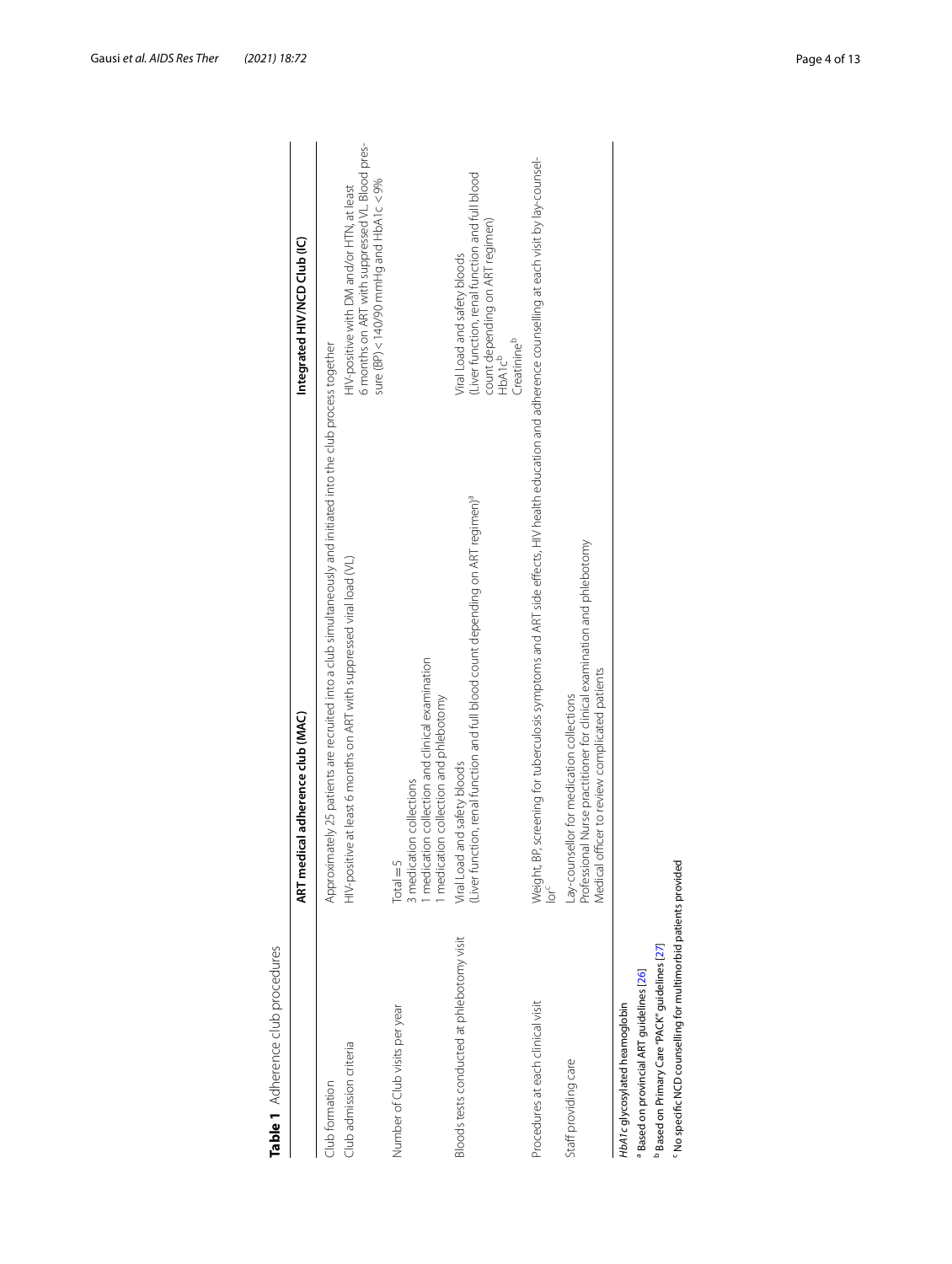**Table 1** Adherence club procedures

| | ART medical adherence club (MAC) | Integrated HIV/NCD Club (IC) |
|---|---|---|
| Club formation | Approximately 25 patients are recruited into a club simultaneously and initiated into the club process together | |
| Club admission criteria | HIV-positive at least 6 months on ART with suppressed viral load (VL) | HIV-positive with DM and/or HTN, at least 6 months on ART with suppressed VL. Blood pressure (BP) < 140/90 mmHg and HbA1c < 9% |
| Number of Club visits per year | Total = 5<br>3 medication collections<br>1 medication collection and clinical examination<br>1 medication collection and phlebotomy | |
| Bloods tests conducted at phlebotomy visit | Viral Load and safety bloods<br>(Liver function, renal function and full blood count depending on ART regimen)[a] | Viral Load and safety bloods<br>(Liver function, renal function and full blood count depending on ART regimen)<br>HbA1c[b]<br>Creatinine[b] |
| Procedures at each clinical visit | Weight, BP, screening for tuberculosis symptoms and ART side effects, HIV health education and adherence counselling at each visit by lay-counsellor[c] | |
| Staff providing care | Lay-counsellor for medication collections<br>Professional Nurse practitioner for clinical examination and phlebotomy<br>Medical officer to review complicated patients | |

*HbA1c* glycosylated heamoglobin

[a] Based on provincial ART guidelines [26]

[b] Based on Primary Care "PACK" guidelines [27]

[c] No specific NCD counselling for multimorbid patients provided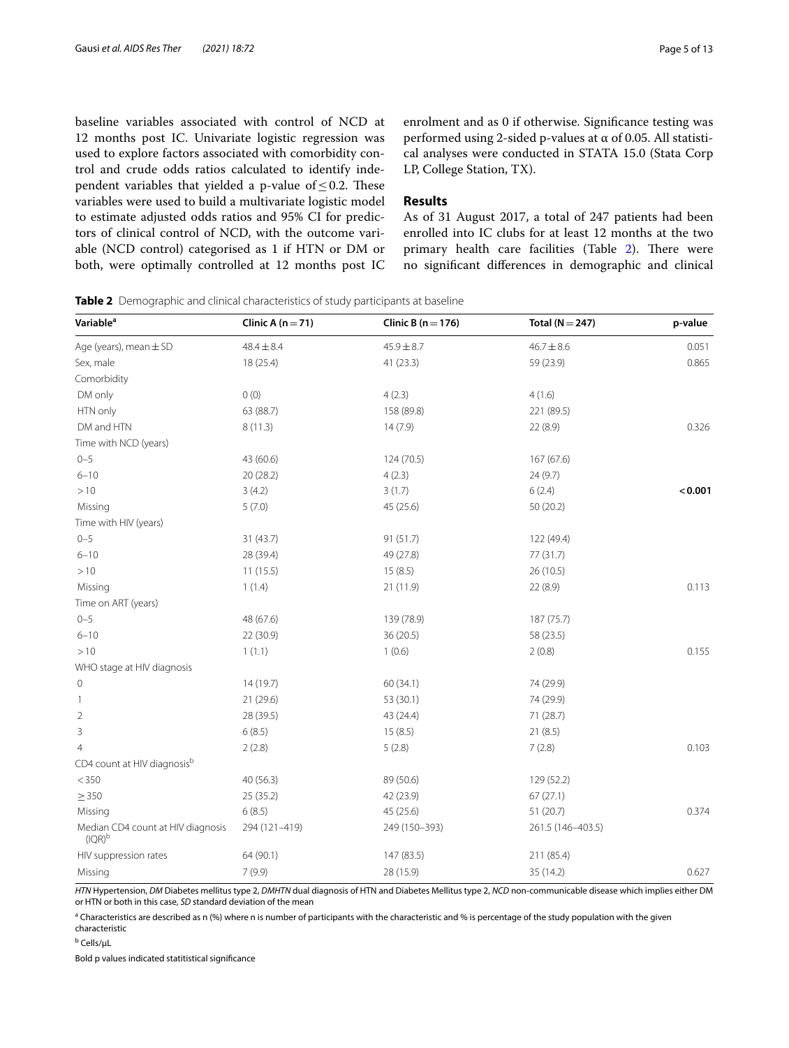baseline variables associated with control of NCD at 12 months post IC. Univariate logistic regression was used to explore factors associated with comorbidity control and crude odds ratios calculated to identify independent variables that yielded a p-value of $\leq 0.2$. These variables were used to build a multivariate logistic model to estimate adjusted odds ratios and 95% CI for predictors of clinical control of NCD, with the outcome variable (NCD control) categorised as 1 if HTN or DM or both, were optimally controlled at 12 months post IC enrolment and as 0 if otherwise. Significance testing was performed using 2-sided p-values at $\alpha$ of 0.05. All statistical analyses were conducted in STATA 15.0 (Stata Corp LP, College Station, TX).

## Results

As of 31 August 2017, a total of 247 patients had been enrolled into IC clubs for at least 12 months at the two primary health care facilities (Table 2). There were no significant differences in demographic and clinical

**Table 2** Demographic and clinical characteristics of study participants at baseline

| Variable[a] | Clinic A (n = 71) | Clinic B (n = 176) | Total (N = 247) | p-value |
|---|---|---|---|---|
| Age (years), mean ± SD | 48.4 ± 8.4 | 45.9 ± 8.7 | 46.7 ± 8.6 | 0.051 |
| Sex, male | 18 (25.4) | 41 (23.3) | 59 (23.9) | 0.865 |
| Comorbidity | | | | |
| DM only | 0 (0) | 4 (2.3) | 4 (1.6) | |
| HTN only | 63 (88.7) | 158 (89.8) | 221 (89.5) | |
| DM and HTN | 8 (11.3) | 14 (7.9) | 22 (8.9) | 0.326 |
| Time with NCD (years) | | | | |
| 0–5 | 43 (60.6) | 124 (70.5) | 167 (67.6) | |
| 6–10 | 20 (28.2) | 4 (2.3) | 24 (9.7) | |
| > 10 | 3 (4.2) | 3 (1.7) | 6 (2.4) | **< 0.001** |
| Missing | 5 (7.0) | 45 (25.6) | 50 (20.2) | |
| Time with HIV (years) | | | | |
| 0–5 | 31 (43.7) | 91 (51.7) | 122 (49.4) | |
| 6–10 | 28 (39.4) | 49 (27.8) | 77 (31.7) | |
| > 10 | 11 (15.5) | 15 (8.5) | 26 (10.5) | |
| Missing | 1 (1.4) | 21 (11.9) | 22 (8.9) | 0.113 |
| Time on ART (years) | | | | |
| 0–5 | 48 (67.6) | 139 (78.9) | 187 (75.7) | |
| 6–10 | 22 (30.9) | 36 (20.5) | 58 (23.5) | |
| > 10 | 1 (1.1) | 1 (0.6) | 2 (0.8) | 0.155 |
| WHO stage at HIV diagnosis | | | | |
| 0 | 14 (19.7) | 60 (34.1) | 74 (29.9) | |
| 1 | 21 (29.6) | 53 (30.1) | 74 (29.9) | |
| 2 | 28 (39.5) | 43 (24.4) | 71 (28.7) | |
| 3 | 6 (8.5) | 15 (8.5) | 21 (8.5) | |
| 4 | 2 (2.8) | 5 (2.8) | 7 (2.8) | 0.103 |
| CD4 count at HIV diagnosis[b] | | | | |
| < 350 | 40 (56.3) | 89 (50.6) | 129 (52.2) | |
| ≥ 350 | 25 (35.2) | 42 (23.9) | 67 (27.1) | |
| Missing | 6 (8.5) | 45 (25.6) | 51 (20.7) | 0.374 |
| Median CD4 count at HIV diagnosis (IQR)[b] | 294 (121–419) | 249 (150–393) | 261.5 (146–403.5) | |
| HIV suppression rates | 64 (90.1) | 147 (83.5) | 211 (85.4) | |
| Missing | 7 (9.9) | 28 (15.9) | 35 (14.2) | 0.627 |

*HTN* Hypertension, *DM* Diabetes mellitus type 2, *DMHTN* dual diagnosis of HTN and Diabetes Mellitus type 2, *NCD* non-communicable disease which implies either DM or HTN or both in this case, *SD* standard deviation of the mean

[a] Characteristics are described as n (%) where n is number of participants with the characteristic and % is percentage of the study population with the given characteristic

[b] Cells/μL

Bold p values indicated statitistical significance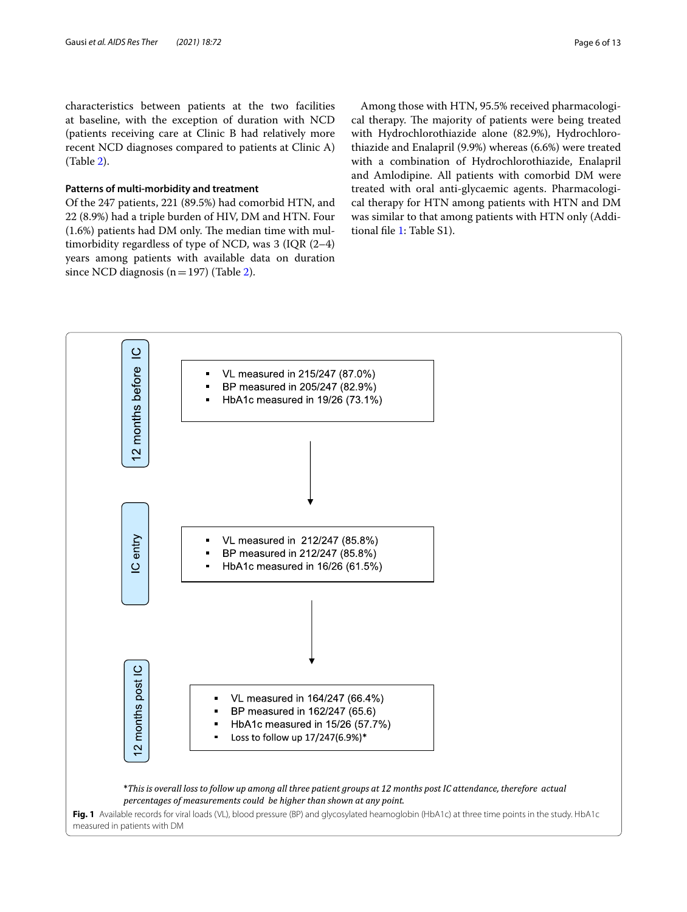characteristics between patients at the two facilities at baseline, with the exception of duration with NCD (patients receiving care at Clinic B had relatively more recent NCD diagnoses compared to patients at Clinic A) (Table 2).

### Patterns of multi-morbidity and treatment

Of the 247 patients, 221 (89.5%) had comorbid HTN, and 22 (8.9%) had a triple burden of HIV, DM and HTN. Four (1.6%) patients had DM only. The median time with multimorbidity regardless of type of NCD, was 3 (IQR (2–4) years among patients with available data on duration since NCD diagnosis (n = 197) (Table 2).

Among those with HTN, 95.5% received pharmacological therapy. The majority of patients were being treated with Hydrochlorothiazide alone (82.9%), Hydrochlorothiazide and Enalapril (9.9%) whereas (6.6%) were treated with a combination of Hydrochlorothiazide, Enalapril and Amlodipine. All patients with comorbid DM were treated with oral anti-glycaemic agents. Pharmacological therapy for HTN among patients with HTN and DM was similar to that among patients with HTN only (Additional file 1: Table S1).

**12 months before IC**

- VL measured in 215/247 (87.0%)
- BP measured in 205/247 (82.9%)
- HbA1c measured in 19/26 (73.1%)

**IC entry**

- VL measured in 212/247 (85.8%)
- BP measured in 212/247 (85.8%)
- HbA1c measured in 16/26 (61.5%)

**12 months post IC**

- VL measured in 164/247 (66.4%)
- BP measured in 162/247 (65.6)
- HbA1c measured in 15/26 (57.7%)
- Loss to follow up 17/247(6.9%)*

**This is overall loss to follow up among all three patient groups at 12 months post IC attendance, therefore actual percentages of measurements could be higher than shown at any point.*

**Fig. 1** Available records for viral loads (VL), blood pressure (BP) and glycosylated heamoglobin (HbA1c) at three time points in the study. HbA1c measured in patients with DM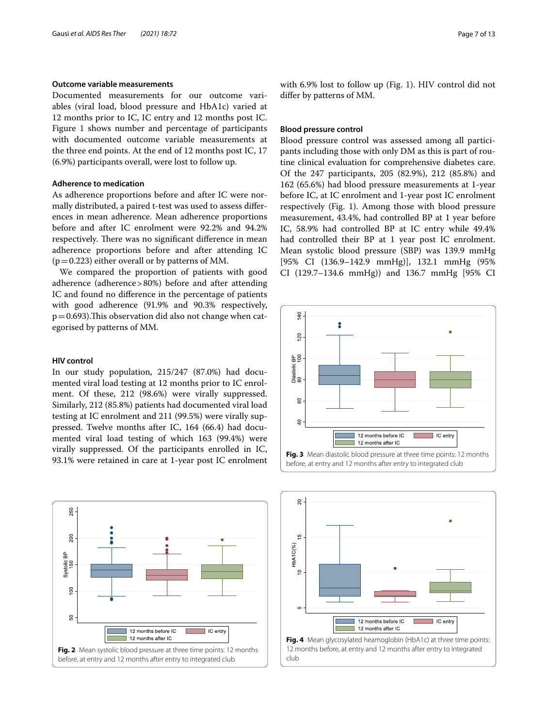### Outcome variable measurements

Documented measurements for our outcome variables (viral load, blood pressure and HbA1c) varied at 12 months prior to IC, IC entry and 12 months post IC. Figure 1 shows number and percentage of participants with documented outcome variable measurements at the three end points. At the end of 12 months post IC, 17 (6.9%) participants overall, were lost to follow up.

### Adherence to medication

As adherence proportions before and after IC were normally distributed, a paired t-test was used to assess differences in mean adherence. Mean adherence proportions before and after IC enrolment were 92.2% and 94.2% respectively. There was no significant difference in mean adherence proportions before and after attending IC ($p=0.223$) either overall or by patterns of MM.

We compared the proportion of patients with good adherence (adherence > 80%) before and after attending IC and found no difference in the percentage of patients with good adherence (91.9% and 90.3% respectively, $p=0.693$).This observation did also not change when categorised by patterns of MM.

### HIV control

In our study population, 215/247 (87.0%) had documented viral load testing at 12 months prior to IC enrolment. Of these, 212 (98.6%) were virally suppressed. Similarly, 212 (85.8%) patients had documented viral load testing at IC enrolment and 211 (99.5%) were virally suppressed. Twelve months after IC, 164 (66.4) had documented viral load testing of which 163 (99.4%) were virally suppressed. Of the participants enrolled in IC, 93.1% were retained in care at 1-year post IC enrolment with 6.9% lost to follow up (Fig. 1). HIV control did not differ by patterns of MM.

### Blood pressure control

Blood pressure control was assessed among all participants including those with only DM as this is part of routine clinical evaluation for comprehensive diabetes care. Of the 247 participants, 205 (82.9%), 212 (85.8%) and 162 (65.6%) had blood pressure measurements at 1-year before IC, at IC enrolment and 1-year post IC enrolment respectively (Fig. 1). Among those with blood pressure measurement, 43.4%, had controlled BP at 1 year before IC, 58.9% had controlled BP at IC entry while 49.4% had controlled their BP at 1 year post IC enrolment. Mean systolic blood pressure (SBP) was 139.9 mmHg [95% CI (136.9–142.9 mmHg)], 132.1 mmHg (95% CI (129.7–134.6 mmHg)) and 136.7 mmHg [95% CI

**Fig. 3** Mean diastolic blood pressure at three time points: 12 months before, at entry and 12 months after entry to integrated club

**Fig. 2** Mean systolic blood pressure at three time points: 12 months before, at entry and 12 months after entry to integrated club

**Fig. 4** Mean glycosylated heamoglobin (HbA1c) at three time points: 12 months before, at entry and 12 months after entry to integrated club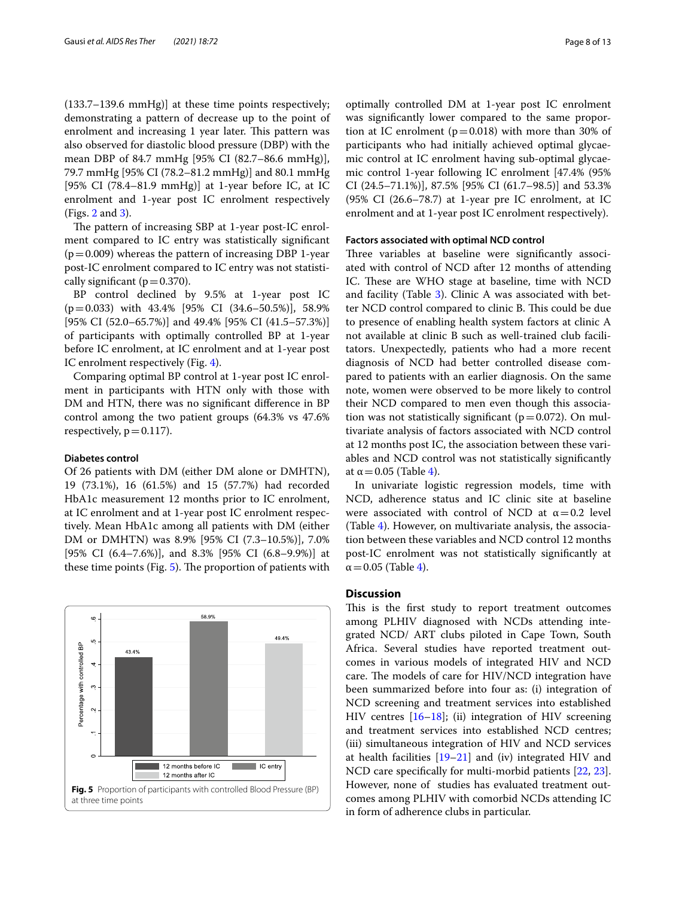(133.7–139.6 mmHg)] at these time points respectively; demonstrating a pattern of decrease up to the point of enrolment and increasing 1 year later. This pattern was also observed for diastolic blood pressure (DBP) with the mean DBP of 84.7 mmHg [95% CI (82.7–86.6 mmHg)], 79.7 mmHg [95% CI (78.2–81.2 mmHg)] and 80.1 mmHg [95% CI (78.4–81.9 mmHg)] at 1-year before IC, at IC enrolment and 1-year post IC enrolment respectively (Figs. 2 and 3).

The pattern of increasing SBP at 1-year post-IC enrolment compared to IC entry was statistically significant ($p=0.009$) whereas the pattern of increasing DBP 1-year post-IC enrolment compared to IC entry was not statistically significant ($p=0.370$).

BP control declined by 9.5% at 1-year post IC ($p=0.033$) with 43.4% [95% CI (34.6–50.5%)], 58.9% [95% CI (52.0–65.7%)] and 49.4% [95% CI (41.5–57.3%)] of participants with optimally controlled BP at 1-year before IC enrolment, at IC enrolment and at 1-year post IC enrolment respectively (Fig. 4).

Comparing optimal BP control at 1-year post IC enrolment in participants with HTN only with those with DM and HTN, there was no significant difference in BP control among the two patient groups (64.3% vs 47.6% respectively, $p=0.117$).

#### Diabetes control

Of 26 patients with DM (either DM alone or DMHTN), 19 (73.1%), 16 (61.5%) and 15 (57.7%) had recorded HbA1c measurement 12 months prior to IC enrolment, at IC enrolment and at 1-year post IC enrolment respectively. Mean HbA1c among all patients with DM (either DM or DMHTN) was 8.9% [95% CI (7.3–10.5%)], 7.0% [95% CI (6.4–7.6%)], and 8.3% [95% CI (6.8–9.9%)] at these time points (Fig. 5). The proportion of patients with optimally controlled DM at 1-year post IC enrolment was significantly lower compared to the same proportion at IC enrolment ($p=0.018$) with more than 30% of participants who had initially achieved optimal glycaemic control at IC enrolment having sub-optimal glycaemic control 1-year following IC enrolment [47.4% (95% CI (24.5–71.1%)], 87.5% [95% CI (61.7–98.5)] and 53.3% (95% CI (26.6–78.7) at 1-year pre IC enrolment, at IC enrolment and at 1-year post IC enrolment respectively).

**Fig. 5** Proportion of participants with controlled Blood Pressure (BP) at three time points

#### Factors associated with optimal NCD control

Three variables at baseline were significantly associated with control of NCD after 12 months of attending IC. These are WHO stage at baseline, time with NCD and facility (Table 3). Clinic A was associated with better NCD control compared to clinic B. This could be due to presence of enabling health system factors at clinic A not available at clinic B such as well-trained club facilitators. Unexpectedly, patients who had a more recent diagnosis of NCD had better controlled disease compared to patients with an earlier diagnosis. On the same note, women were observed to be more likely to control their NCD compared to men even though this association was not statistically significant ($p=0.072$). On multivariate analysis of factors associated with NCD control at 12 months post IC, the association between these variables and NCD control was not statistically significantly at $\alpha=0.05$ (Table 4).

In univariate logistic regression models, time with NCD, adherence status and IC clinic site at baseline were associated with control of NCD at $\alpha=0.2$ level (Table 4). However, on multivariate analysis, the association between these variables and NCD control 12 months post-IC enrolment was not statistically significant at $\alpha=0.05$ (Table 4).

## Discussion

This is the first study to report treatment outcomes among PLHIV diagnosed with NCDs attending integrated NCD/ ART clubs piloted in Cape Town, South Africa. Several studies have reported treatment outcomes in various models of integrated HIV and NCD care. The models of care for HIV/NCD integration have been summarized before into four as: (i) integration of NCD screening and treatment services into established HIV centres [16–18]; (ii) integration of HIV screening and treatment services into established NCD centres; (iii) simultaneous integration of HIV and NCD services at health facilities [19–21] and (iv) integrated HIV and NCD care specifically for multi-morbid patients [22, 23]. However, none of studies has evaluated treatment outcomes among PLHIV with comorbid NCDs attending IC in form of adherence clubs in particular.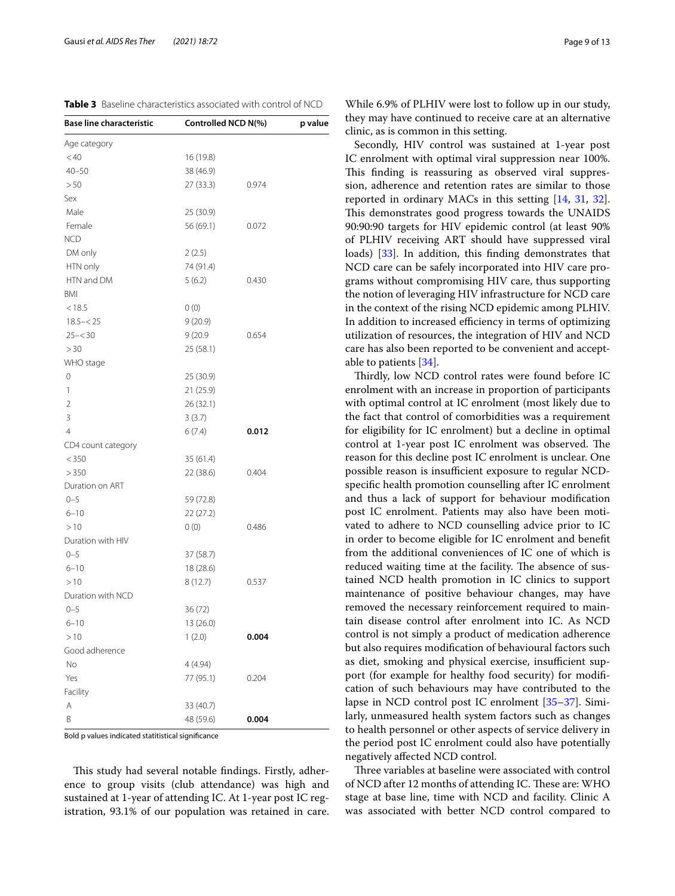**Table 3** Baseline characteristics associated with control of NCD

| Base line characteristic | Controlled NCD N(%) | p value |
|---|---|---|
| Age category | | |
| < 40 | 16 (19.8) | |
| 40–50 | 38 (46.9) | |
| > 50 | 27 (33.3) | 0.974 |
| Sex | | |
| Male | 25 (30.9) | |
| Female | 56 (69.1) | 0.072 |
| NCD | | |
| DM only | 2 (2.5) | |
| HTN only | 74 (91.4) | |
| HTN and DM | 5 (6.2) | 0.430 |
| BMI | | |
| < 18.5 | 0 (0) | |
| 18.5–< 25 | 9 (20.9) | |
| 25–< 30 | 9 (20.9 | 0.654 |
| > 30 | 25 (58.1) | |
| WHO stage | | |
| 0 | 25 (30.9) | |
| 1 | 21 (25.9) | |
| 2 | 26 (32.1) | |
| 3 | 3 (3.7) | |
| 4 | 6 (7.4) | **0.012** |
| CD4 count category | | |
| < 350 | 35 (61.4) | |
| > 350 | 22 (38.6) | 0.404 |
| Duration on ART | | |
| 0–5 | 59 (72.8) | |
| 6–10 | 22 (27.2) | |
| > 10 | 0 (0) | 0.486 |
| Duration with HIV | | |
| 0–5 | 37 (58.7) | |
| 6–10 | 18 (28.6) | |
| > 10 | 8 (12.7) | 0.537 |
| Duration with NCD | | |
| 0–5 | 36 (72) | |
| 6–10 | 13 (26.0) | |
| > 10 | 1 (2.0) | **0.004** |
| Good adherence | | |
| No | 4 (4.94) | |
| Yes | 77 (95.1) | 0.204 |
| Facility | | |
| A | 33 (40.7) | |
| B | 48 (59.6) | **0.004** |

Bold p values indicated statitistical significance

This study had several notable findings. Firstly, adherence to group visits (club attendance) was high and sustained at 1-year of attending IC. At 1-year post IC registration, 93.1% of our population was retained in care. While 6.9% of PLHIV were lost to follow up in our study, they may have continued to receive care at an alternative clinic, as is common in this setting.

Secondly, HIV control was sustained at 1-year post IC enrolment with optimal viral suppression near 100%. This finding is reassuring as observed viral suppression, adherence and retention rates are similar to those reported in ordinary MACs in this setting [14, 31, 32]. This demonstrates good progress towards the UNAIDS 90:90:90 targets for HIV epidemic control (at least 90% of PLHIV receiving ART should have suppressed viral loads) [33]. In addition, this finding demonstrates that NCD care can be safely incorporated into HIV care programs without compromising HIV care, thus supporting the notion of leveraging HIV infrastructure for NCD care in the context of the rising NCD epidemic among PLHIV. In addition to increased efficiency in terms of optimizing utilization of resources, the integration of HIV and NCD care has also been reported to be convenient and acceptable to patients [34].

Thirdly, low NCD control rates were found before IC enrolment with an increase in proportion of participants with optimal control at IC enrolment (most likely due to the fact that control of comorbidities was a requirement for eligibility for IC enrolment) but a decline in optimal control at 1-year post IC enrolment was observed. The reason for this decline post IC enrolment is unclear. One possible reason is insufficient exposure to regular NCD-specific health promotion counselling after IC enrolment and thus a lack of support for behaviour modification post IC enrolment. Patients may also have been motivated to adhere to NCD counselling advice prior to IC in order to become eligible for IC enrolment and benefit from the additional conveniences of IC one of which is reduced waiting time at the facility. The absence of sustained NCD health promotion in IC clinics to support maintenance of positive behaviour changes, may have removed the necessary reinforcement required to maintain disease control after enrolment into IC. As NCD control is not simply a product of medication adherence but also requires modification of behavioural factors such as diet, smoking and physical exercise, insufficient support (for example for healthy food security) for modification of such behaviours may have contributed to the lapse in NCD control post IC enrolment [35–37]. Similarly, unmeasured health system factors such as changes to health personnel or other aspects of service delivery in the period post IC enrolment could also have potentially negatively affected NCD control.

Three variables at baseline were associated with control of NCD after 12 months of attending IC. These are: WHO stage at base line, time with NCD and facility. Clinic A was associated with better NCD control compared to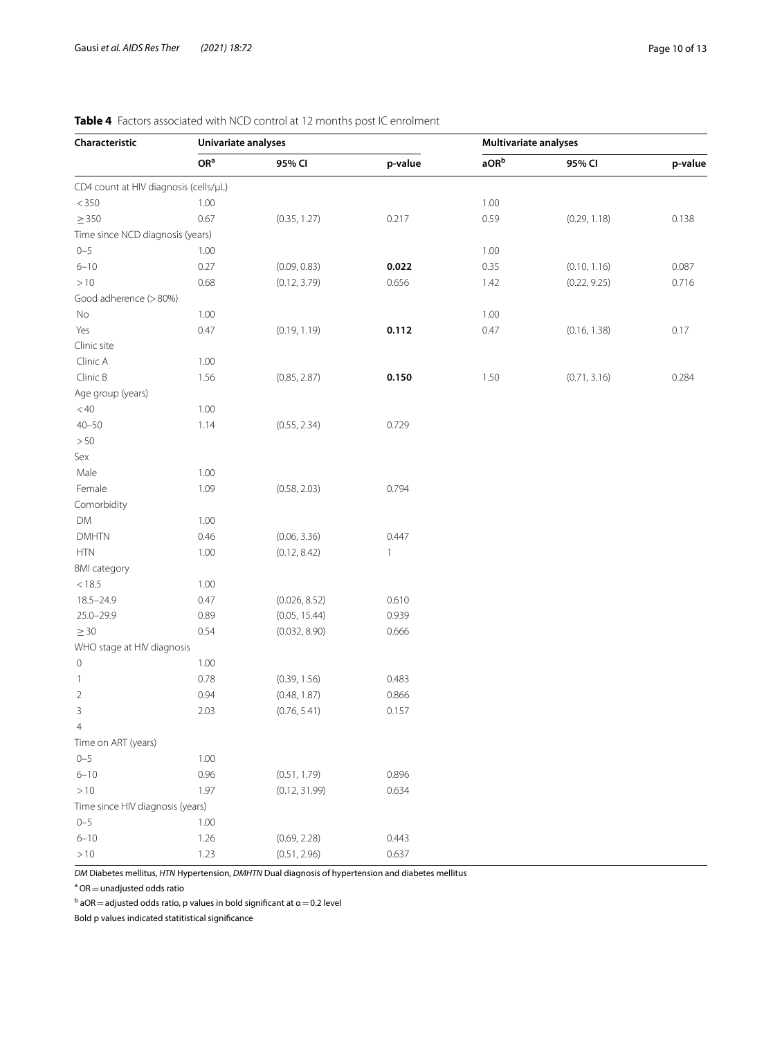**Table 4** Factors associated with NCD control at 12 months post IC enrolment

| Characteristic | Univariate analyses | | | Multivariate analyses | | |
|---|---|---|---|---|---|---|
| | OR[a] | 95% CI | p-value | aOR[b] | 95% CI | p-value |
| CD4 count at HIV diagnosis (cells/μL) | | | | | | |
| < 350 | 1.00 | | | 1.00 | | |
| ≥ 350 | 0.67 | (0.35, 1.27) | 0.217 | 0.59 | (0.29, 1.18) | 0.138 |
| Time since NCD diagnosis (years) | | | | | | |
| 0–5 | 1.00 | | | 1.00 | | |
| 6–10 | 0.27 | (0.09, 0.83) | **0.022** | 0.35 | (0.10, 1.16) | 0.087 |
| > 10 | 0.68 | (0.12, 3.79) | 0.656 | 1.42 | (0.22, 9.25) | 0.716 |
| Good adherence (> 80%) | | | | | | |
| No | 1.00 | | | 1.00 | | |
| Yes | 0.47 | (0.19, 1.19) | **0.112** | 0.47 | (0.16, 1.38) | 0.17 |
| Clinic site | | | | | | |
| Clinic A | 1.00 | | | | | |
| Clinic B | 1.56 | (0.85, 2.87) | **0.150** | 1.50 | (0.71, 3.16) | 0.284 |
| Age group (years) | | | | | | |
| < 40 | 1.00 | | | | | |
| 40–50 | 1.14 | (0.55, 2.34) | 0.729 | | | |
| > 50 | | | | | | |
| Sex | | | | | | |
| Male | 1.00 | | | | | |
| Female | 1.09 | (0.58, 2.03) | 0.794 | | | |
| Comorbidity | | | | | | |
| DM | 1.00 | | | | | |
| DMHTN | 0.46 | (0.06, 3.36) | 0.447 | | | |
| HTN | 1.00 | (0.12, 8.42) | 1 | | | |
| BMI category | | | | | | |
| < 18.5 | 1.00 | | | | | |
| 18.5–24.9 | 0.47 | (0.026, 8.52) | 0.610 | | | |
| 25.0–29.9 | 0.89 | (0.05, 15.44) | 0.939 | | | |
| ≥ 30 | 0.54 | (0.032, 8.90) | 0.666 | | | |
| WHO stage at HIV diagnosis | | | | | | |
| 0 | 1.00 | | | | | |
| 1 | 0.78 | (0.39, 1.56) | 0.483 | | | |
| 2 | 0.94 | (0.48, 1.87) | 0.866 | | | |
| 3 | 2.03 | (0.76, 5.41) | 0.157 | | | |
| 4 | | | | | | |
| Time on ART (years) | | | | | | |
| 0–5 | 1.00 | | | | | |
| 6–10 | 0.96 | (0.51, 1.79) | 0.896 | | | |
| > 10 | 1.97 | (0.12, 31.99) | 0.634 | | | |
| Time since HIV diagnosis (years) | | | | | | |
| 0–5 | 1.00 | | | | | |
| 6–10 | 1.26 | (0.69, 2.28) | 0.443 | | | |
| > 10 | 1.23 | (0.51, 2.96) | 0.637 | | | |

*DM* Diabetes mellitus, *HTN* Hypertension, *DMHTN* Dual diagnosis of hypertension and diabetes mellitus

[a] OR = unadjusted odds ratio

[b] aOR = adjusted odds ratio, p values in bold significant at α = 0.2 level

Bold p values indicated statitistical significance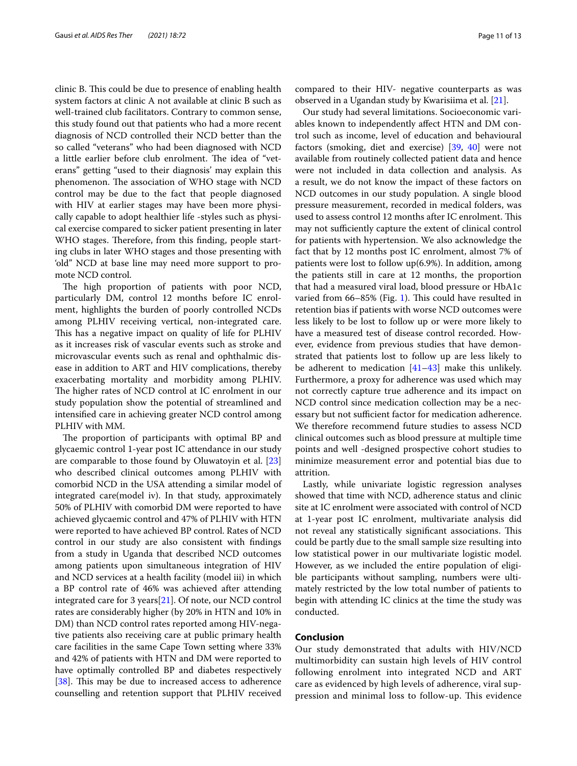clinic B. This could be due to presence of enabling health system factors at clinic A not available at clinic B such as well-trained club facilitators. Contrary to common sense, this study found out that patients who had a more recent diagnosis of NCD controlled their NCD better than the so called "veterans" who had been diagnosed with NCD a little earlier before club enrolment. The idea of "veterans" getting "used to their diagnosis' may explain this phenomenon. The association of WHO stage with NCD control may be due to the fact that people diagnosed with HIV at earlier stages may have been more physically capable to adopt healthier life -styles such as physical exercise compared to sicker patient presenting in later WHO stages. Therefore, from this finding, people starting clubs in later WHO stages and those presenting with 'old" NCD at base line may need more support to promote NCD control.

The high proportion of patients with poor NCD, particularly DM, control 12 months before IC enrolment, highlights the burden of poorly controlled NCDs among PLHIV receiving vertical, non-integrated care. This has a negative impact on quality of life for PLHIV as it increases risk of vascular events such as stroke and microvascular events such as renal and ophthalmic disease in addition to ART and HIV complications, thereby exacerbating mortality and morbidity among PLHIV. The higher rates of NCD control at IC enrolment in our study population show the potential of streamlined and intensified care in achieving greater NCD control among PLHIV with MM.

The proportion of participants with optimal BP and glycaemic control 1-year post IC attendance in our study are comparable to those found by Oluwatoyin et al. [23] who described clinical outcomes among PLHIV with comorbid NCD in the USA attending a similar model of integrated care(model iv). In that study, approximately 50% of PLHIV with comorbid DM were reported to have achieved glycaemic control and 47% of PLHIV with HTN were reported to have achieved BP control. Rates of NCD control in our study are also consistent with findings from a study in Uganda that described NCD outcomes among patients upon simultaneous integration of HIV and NCD services at a health facility (model iii) in which a BP control rate of 46% was achieved after attending integrated care for 3 years[21]. Of note, our NCD control rates are considerably higher (by 20% in HTN and 10% in DM) than NCD control rates reported among HIV-negative patients also receiving care at public primary health care facilities in the same Cape Town setting where 33% and 42% of patients with HTN and DM were reported to have optimally controlled BP and diabetes respectively [38]. This may be due to increased access to adherence counselling and retention support that PLHIV received compared to their HIV- negative counterparts as was observed in a Ugandan study by Kwarisiima et al. [21].

Our study had several limitations. Socioeconomic variables known to independently affect HTN and DM control such as income, level of education and behavioural factors (smoking, diet and exercise) [39, 40] were not available from routinely collected patient data and hence were not included in data collection and analysis. As a result, we do not know the impact of these factors on NCD outcomes in our study population. A single blood pressure measurement, recorded in medical folders, was used to assess control 12 months after IC enrolment. This may not sufficiently capture the extent of clinical control for patients with hypertension. We also acknowledge the fact that by 12 months post IC enrolment, almost 7% of patients were lost to follow up(6.9%). In addition, among the patients still in care at 12 months, the proportion that had a measured viral load, blood pressure or HbA1c varied from 66–85% (Fig. 1). This could have resulted in retention bias if patients with worse NCD outcomes were less likely to be lost to follow up or were more likely to have a measured test of disease control recorded. However, evidence from previous studies that have demonstrated that patients lost to follow up are less likely to be adherent to medication [41–43] make this unlikely. Furthermore, a proxy for adherence was used which may not correctly capture true adherence and its impact on NCD control since medication collection may be a necessary but not sufficient factor for medication adherence. We therefore recommend future studies to assess NCD clinical outcomes such as blood pressure at multiple time points and well -designed prospective cohort studies to minimize measurement error and potential bias due to attrition.

Lastly, while univariate logistic regression analyses showed that time with NCD, adherence status and clinic site at IC enrolment were associated with control of NCD at 1-year post IC enrolment, multivariate analysis did not reveal any statistically significant associations. This could be partly due to the small sample size resulting into low statistical power in our multivariate logistic model. However, as we included the entire population of eligible participants without sampling, numbers were ultimately restricted by the low total number of patients to begin with attending IC clinics at the time the study was conducted.

## Conclusion

Our study demonstrated that adults with HIV/NCD multimorbidity can sustain high levels of HIV control following enrolment into integrated NCD and ART care as evidenced by high levels of adherence, viral suppression and minimal loss to follow-up. This evidence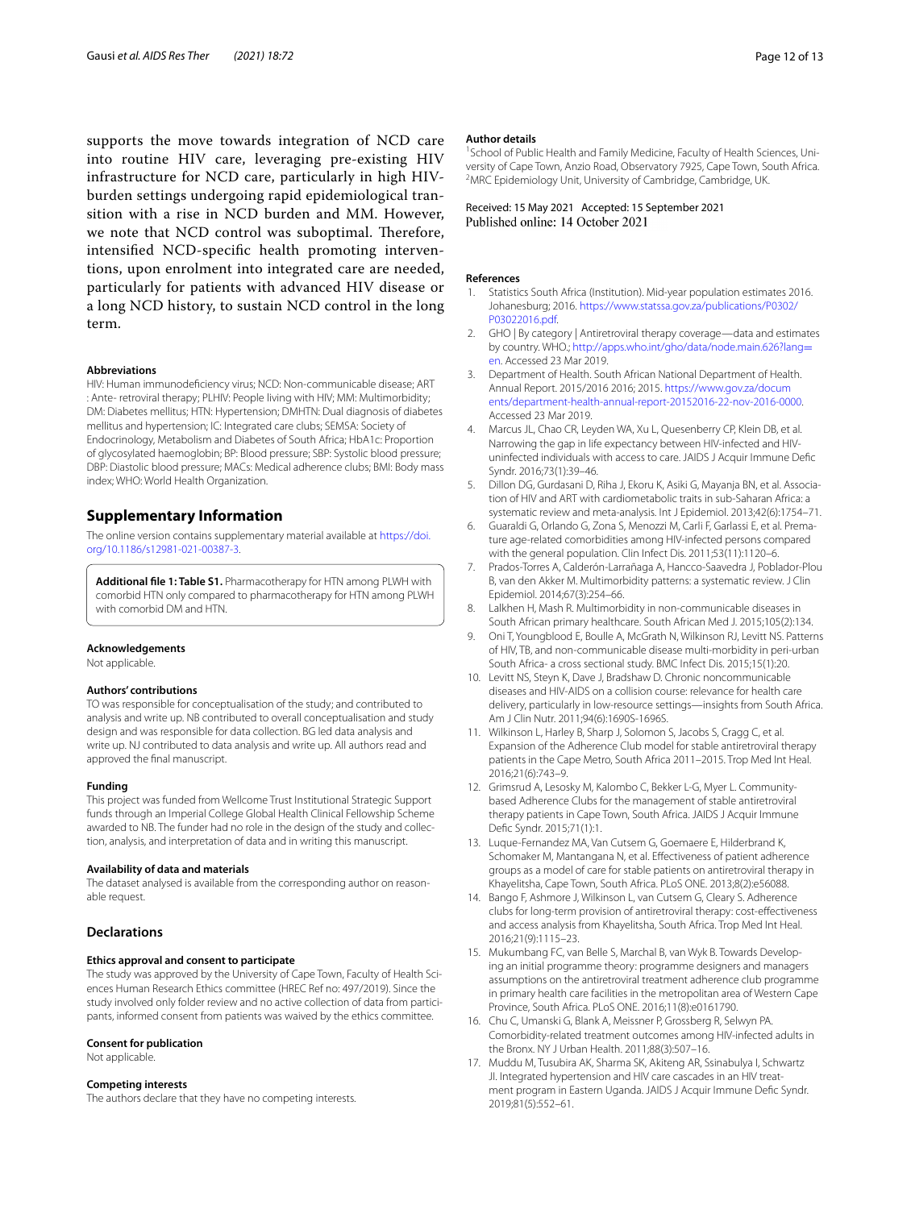supports the move towards integration of NCD care into routine HIV care, leveraging pre-existing HIV infrastructure for NCD care, particularly in high HIV-burden settings undergoing rapid epidemiological transition with a rise in NCD burden and MM. However, we note that NCD control was suboptimal. Therefore, intensified NCD-specific health promoting interventions, upon enrolment into integrated care are needed, particularly for patients with advanced HIV disease or a long NCD history, to sustain NCD control in the long term.

#### Abbreviations

HIV: Human immunodeficiency virus; NCD: Non-communicable disease; ART : Ante- retroviral therapy; PLHIV: People living with HIV; MM: Multimorbidity; DM: Diabetes mellitus; HTN: Hypertension; DMHTN: Dual diagnosis of diabetes mellitus and hypertension; IC: Integrated care clubs; SEMSA: Society of Endocrinology, Metabolism and Diabetes of South Africa; HbA1c: Proportion of glycosylated haemoglobin; BP: Blood pressure; SBP: Systolic blood pressure; DBP: Diastolic blood pressure; MACs: Medical adherence clubs; BMI: Body mass index; WHO: World Health Organization.

## Supplementary Information

The online version contains supplementary material available at https://doi.org/10.1186/s12981-021-00387-3.

**Additional file 1: Table S1.** Pharmacotherapy for HTN among PLWH with comorbid HTN only compared to pharmacotherapy for HTN among PLWH with comorbid DM and HTN.

#### Acknowledgements

Not applicable.

#### Authors' contributions

TO was responsible for conceptualisation of the study; and contributed to analysis and write up. NB contributed to overall conceptualisation and study design and was responsible for data collection. BG led data analysis and write up. NJ contributed to data analysis and write up. All authors read and approved the final manuscript.

#### Funding

This project was funded from Wellcome Trust Institutional Strategic Support funds through an Imperial College Global Health Clinical Fellowship Scheme awarded to NB. The funder had no role in the design of the study and collection, analysis, and interpretation of data and in writing this manuscript.

#### Availability of data and materials

The dataset analysed is available from the corresponding author on reasonable request.

## Declarations

#### Ethics approval and consent to participate

The study was approved by the University of Cape Town, Faculty of Health Sciences Human Research Ethics committee (HREC Ref no: 497/2019). Since the study involved only folder review and no active collection of data from participants, informed consent from patients was waived by the ethics committee.

#### Consent for publication

Not applicable.

#### Competing interests

The authors declare that they have no competing interests.

#### Author details

[1]School of Public Health and Family Medicine, Faculty of Health Sciences, University of Cape Town, Anzio Road, Observatory 7925, Cape Town, South Africa. [2]MRC Epidemiology Unit, University of Cambridge, Cambridge, UK.

Received: 15 May 2021 Accepted: 15 September 2021
Published online: 14 October 2021

#### References

1. Statistics South Africa (Institution). Mid-year population estimates 2016. Johanesburg; 2016. https://www.statssa.gov.za/publications/P0302/P03022016.pdf.
2. GHO | By category | Antiretroviral therapy coverage—data and estimates by country. WHO.; http://apps.who.int/gho/data/node.main.626?lang=en. Accessed 23 Mar 2019.
3. Department of Health. South African National Department of Health. Annual Report. 2015/2016 2016; 2015. https://www.gov.za/documents/department-health-annual-report-20152016-22-nov-2016-0000. Accessed 23 Mar 2019.
4. Marcus JL, Chao CR, Leyden WA, Xu L, Quesenberry CP, Klein DB, et al. Narrowing the gap in life expectancy between HIV-infected and HIV-uninfected individuals with access to care. JAIDS J Acquir Immune Defic Syndr. 2016;73(1):39–46.
5. Dillon DG, Gurdasani D, Riha J, Ekoru K, Asiki G, Mayanja BN, et al. Association of HIV and ART with cardiometabolic traits in sub-Saharan Africa: a systematic review and meta-analysis. Int J Epidemiol. 2013;42(6):1754–71.
6. Guaraldi G, Orlando G, Zona S, Menozzi M, Carli F, Garlassi E, et al. Premature age-related comorbidities among HIV-infected persons compared with the general population. Clin Infect Dis. 2011;53(11):1120–6.
7. Prados-Torres A, Calderón-Larrañaga A, Hancco-Saavedra J, Poblador-Plou B, van den Akker M. Multimorbidity patterns: a systematic review. J Clin Epidemiol. 2014;67(3):254–66.
8. Lalkhen H, Mash R. Multimorbidity in non-communicable diseases in South African primary healthcare. South African Med J. 2015;105(2):134.
9. Oni T, Youngblood E, Boulle A, McGrath N, Wilkinson RJ, Levitt NS. Patterns of HIV, TB, and non-communicable disease multi-morbidity in peri-urban South Africa- a cross sectional study. BMC Infect Dis. 2015;15(1):20.
10. Levitt NS, Steyn K, Dave J, Bradshaw D. Chronic noncommunicable diseases and HIV-AIDS on a collision course: relevance for health care delivery, particularly in low-resource settings—insights from South Africa. Am J Clin Nutr. 2011;94(6):1690S-1696S.
11. Wilkinson L, Harley B, Sharp J, Solomon S, Jacobs S, Cragg C, et al. Expansion of the Adherence Club model for stable antiretroviral therapy patients in the Cape Metro, South Africa 2011–2015. Trop Med Int Heal. 2016;21(6):743–9.
12. Grimsrud A, Lesosky M, Kalombo C, Bekker L-G, Myer L. Community-based Adherence Clubs for the management of stable antiretroviral therapy patients in Cape Town, South Africa. JAIDS J Acquir Immune Defic Syndr. 2015;71(1):1.
13. Luque-Fernandez MA, Van Cutsem G, Goemaere E, Hilderbrand K, Schomaker M, Mantangana N, et al. Effectiveness of patient adherence groups as a model of care for stable patients on antiretroviral therapy in Khayelitsha, Cape Town, South Africa. PLoS ONE. 2013;8(2):e56088.
14. Bango F, Ashmore J, Wilkinson L, van Cutsem G, Cleary S. Adherence clubs for long-term provision of antiretroviral therapy: cost-effectiveness and access analysis from Khayelitsha, South Africa. Trop Med Int Heal. 2016;21(9):1115–23.
15. Mukumbang FC, van Belle S, Marchal B, van Wyk B. Towards Developing an initial programme theory: programme designers and managers assumptions on the antiretroviral treatment adherence club programme in primary health care facilities in the metropolitan area of Western Cape Province, South Africa. PLoS ONE. 2016;11(8):e0161790.
16. Chu C, Umanski G, Blank A, Meissner P, Grossberg R, Selwyn PA. Comorbidity-related treatment outcomes among HIV-infected adults in the Bronx. NY J Urban Health. 2011;88(3):507–16.
17. Muddu M, Tusubira AK, Sharma SK, Akiteng AR, Ssinabulya I, Schwartz JI. Integrated hypertension and HIV care cascades in an HIV treatment program in Eastern Uganda. JAIDS J Acquir Immune Defic Syndr. 2019;81(5):552–61.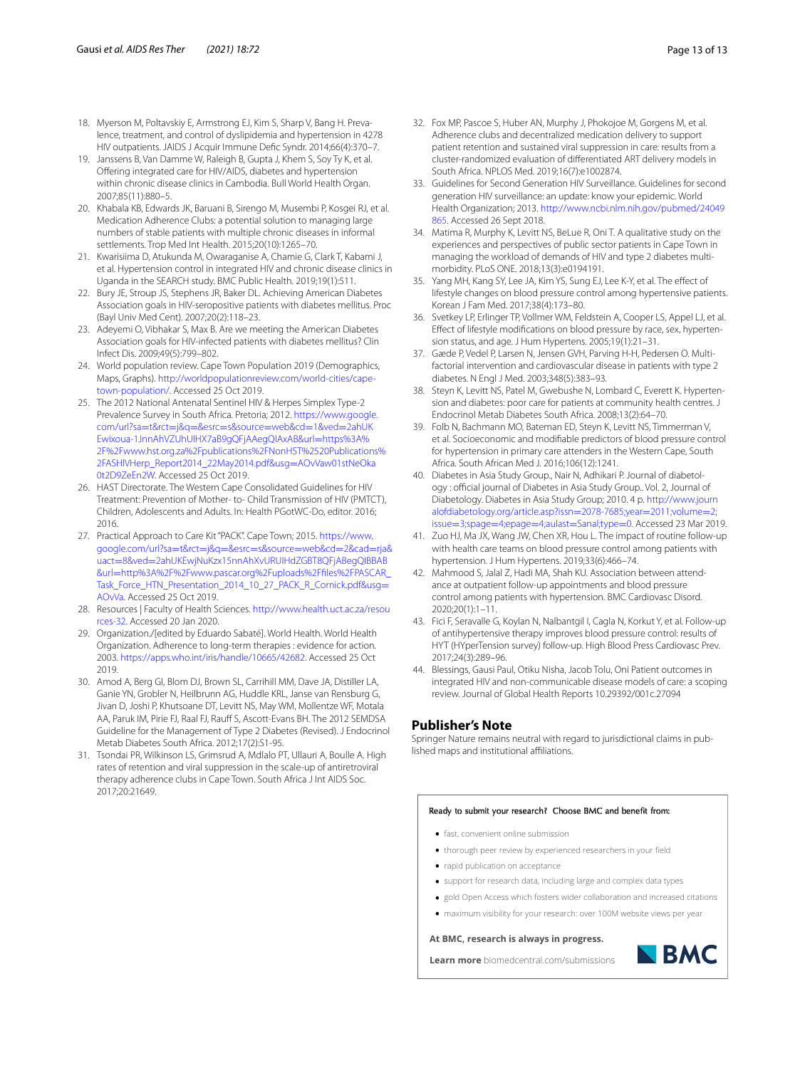18. Myerson M, Poltavskiy E, Armstrong EJ, Kim S, Sharp V, Bang H. Prevalence, treatment, and control of dyslipidemia and hypertension in 4278 HIV outpatients. JAIDS J Acquir Immune Defic Syndr. 2014;66(4):370–7.
19. Janssens B, Van Damme W, Raleigh B, Gupta J, Khem S, Soy Ty K, et al. Offering integrated care for HIV/AIDS, diabetes and hypertension within chronic disease clinics in Cambodia. Bull World Health Organ. 2007;85(11):880–5.
20. Khabala KB, Edwards JK, Baruani B, Sirengo M, Musembi P, Kosgei RJ, et al. Medication Adherence Clubs: a potential solution to managing large numbers of stable patients with multiple chronic diseases in informal settlements. Trop Med Int Health. 2015;20(10):1265–70.
21. Kwarisiima D, Atukunda M, Owaraganise A, Chamie G, Clark T, Kabami J, et al. Hypertension control in integrated HIV and chronic disease clinics in Uganda in the SEARCH study. BMC Public Health. 2019;19(1):511.
22. Bury JE, Stroup JS, Stephens JR, Baker DL. Achieving American Diabetes Association goals in HIV-seropositive patients with diabetes mellitus. Proc (Bayl Univ Med Cent). 2007;20(2):118–23.
23. Adeyemi O, Vibhakar S, Max B. Are we meeting the American Diabetes Association goals for HIV-infected patients with diabetes mellitus? Clin Infect Dis. 2009;49(5):799–802.
24. World population review. Cape Town Population 2019 (Demographics, Maps, Graphs). http://worldpopulationreview.com/world-cities/cape-town-population/. Accessed 25 Oct 2019.
25. The 2012 National Antenatal Sentinel HIV & Herpes Simplex Type-2 Prevalence Survey in South Africa. Pretoria; 2012. https://www.google.com/url?sa=t&rct=j&q=&esrc=s&source=web&cd=1&ved=2ahUKEwixoua-1JnnAhVZUhUIHX7aB9gQFjAAegQIAxAB&url=https%3A%2F%2Fwww.hst.org.za%2Fpublications%2FNonHST%2520Publications%2FASHIVHerp_Report2014_22May2014.pdf&usg=AOvVaw01stNeOka0t2D9ZeEn2W. Accessed 25 Oct 2019.
26. HAST Directorate. The Western Cape Consolidated Guidelines for HIV Treatment: Prevention of Mother- to- Child Transmission of HIV (PMTCT), Children, Adolescents and Adults. In: Health PGotWC-Do, editor. 2016; 2016.
27. Practical Approach to Care Kit "PACK". Cape Town; 2015. https://www.google.com/url?sa=t&rct=j&q=&esrc=s&source=web&cd=2&cad=rja&uact=8&ved=2ahUKEwjNuKzx15nnAhXvURUIHdZGBT8QFjABegQIBBAB&url=http%3A%2F%2Fwww.pascar.org%2Fuploads%2Ffiles%2FPASCAR_Task_Force_HTN_Presentation_2014_10_27_PACK_R_Cornick.pdf&usg=AOvVa. Accessed 25 Oct 2019.
28. Resources | Faculty of Health Sciences. http://www.health.uct.ac.za/resources-32. Accessed 20 Jan 2020.
29. Organization./[edited by Eduardo Sabaté]. World Health. World Health Organization. Adherence to long-term therapies : evidence for action. 2003. https://apps.who.int/iris/handle/10665/42682. Accessed 25 Oct 2019.
30. Amod A, Berg GI, Blom DJ, Brown SL, Carrihill MM, Dave JA, Distiller LA, Ganie YN, Grobler N, Heilbrunn AG, Huddle KRL, Janse van Rensburg G, Jivan D, Joshi P, Khutsoane DT, Levitt NS, May WM, Mollentze WF, Motala AA, Paruk IM, Pirie FJ, Raal FJ, Rauff S, Ascott-Evans BH. The 2012 SEMDSA Guideline for the Management of Type 2 Diabetes (Revised). J Endocrinol Metab Diabetes South Africa. 2012;17(2):S1-95.
31. Tsondai PR, Wilkinson LS, Grimsrud A, Mdlalo PT, Ullauri A, Boulle A. High rates of retention and viral suppression in the scale-up of antiretroviral therapy adherence clubs in Cape Town. South Africa J Int AIDS Soc. 2017;20:21649.
32. Fox MP, Pascoe S, Huber AN, Murphy J, Phokojoe M, Gorgens M, et al. Adherence clubs and decentralized medication delivery to support patient retention and sustained viral suppression in care: results from a cluster-randomized evaluation of differentiated ART delivery models in South Africa. NPLOS Med. 2019;16(7):e1002874.
33. Guidelines for Second Generation HIV Surveillance. Guidelines for second generation HIV surveillance: an update: know your epidemic. World Health Organization; 2013. http://www.ncbi.nlm.nih.gov/pubmed/24049865. Accessed 26 Sept 2018.
34. Matima R, Murphy K, Levitt NS, BeLue R, Oni T. A qualitative study on the experiences and perspectives of public sector patients in Cape Town in managing the workload of demands of HIV and type 2 diabetes multimorbidity. PLoS ONE. 2018;13(3):e0194191.
35. Yang MH, Kang SY, Lee JA, Kim YS, Sung EJ, Lee K-Y, et al. The effect of lifestyle changes on blood pressure control among hypertensive patients. Korean J Fam Med. 2017;38(4):173–80.
36. Svetkey LP, Erlinger TP, Vollmer WM, Feldstein A, Cooper LS, Appel LJ, et al. Effect of lifestyle modifications on blood pressure by race, sex, hypertension status, and age. J Hum Hypertens. 2005;19(1):21–31.
37. Gæde P, Vedel P, Larsen N, Jensen GVH, Parving H-H, Pedersen O. Multifactorial intervention and cardiovascular disease in patients with type 2 diabetes. N Engl J Med. 2003;348(5):383–93.
38. Steyn K, Levitt NS, Patel M, Gwebushe N, Lombard C, Everett K. Hypertension and diabetes: poor care for patients at community health centres. J Endocrinol Metab Diabetes South Africa. 2008;13(2):64–70.
39. Folb N, Bachmann MO, Bateman ED, Steyn K, Levitt NS, Timmerman V, et al. Socioeconomic and modifiable predictors of blood pressure control for hypertension in primary care attenders in the Western Cape, South Africa. South African Med J. 2016;106(12):1241.
40. Diabetes in Asia Study Group., Nair N, Adhikari P. Journal of diabetology : official journal of Diabetes in Asia Study Group.. Vol. 2, Journal of Diabetology. Diabetes in Asia Study Group; 2010. 4 p. http://www.journalofdiabetology.org/article.asp?issn=2078-7685;year=2011;volume=2;issue=3;spage=4;epage=4;aulast=Sanal;type=0. Accessed 23 Mar 2019.
41. Zuo HJ, Ma JX, Wang JW, Chen XR, Hou L. The impact of routine follow-up with health care teams on blood pressure control among patients with hypertension. J Hum Hypertens. 2019;33(6):466–74.
42. Mahmood S, Jalal Z, Hadi MA, Shah KU. Association between attendance at outpatient follow-up appointments and blood pressure control among patients with hypertension. BMC Cardiovasc Disord. 2020;20(1):1–11.
43. Fici F, Seravalle G, Koylan N, Nalbantgil I, Cagla N, Korkut Y, et al. Follow-up of antihypertensive therapy improves blood pressure control: results of HYT (HYperTension survey) follow-up. High Blood Press Cardiovasc Prev. 2017;24(3):289–96.
44. Blessings, Gausi Paul, Otiku Nisha, Jacob Tolu, Oni Patient outcomes in integrated HIV and non-communicable disease models of care: a scoping review. Journal of Global Health Reports 10.29392/001c.27094

## Publisher's Note

Springer Nature remains neutral with regard to jurisdictional claims in published maps and institutional affiliations.

Ready to submit your research? Choose BMC and benefit from:

- fast, convenient online submission
- thorough peer review by experienced researchers in your field
- rapid publication on acceptance
- support for research data, including large and complex data types
- gold Open Access which fosters wider collaboration and increased citations
- maximum visibility for your research: over 100M website views per year

**At BMC, research is always in progress.**

**Learn more** biomedcentral.com/submissions

BMC